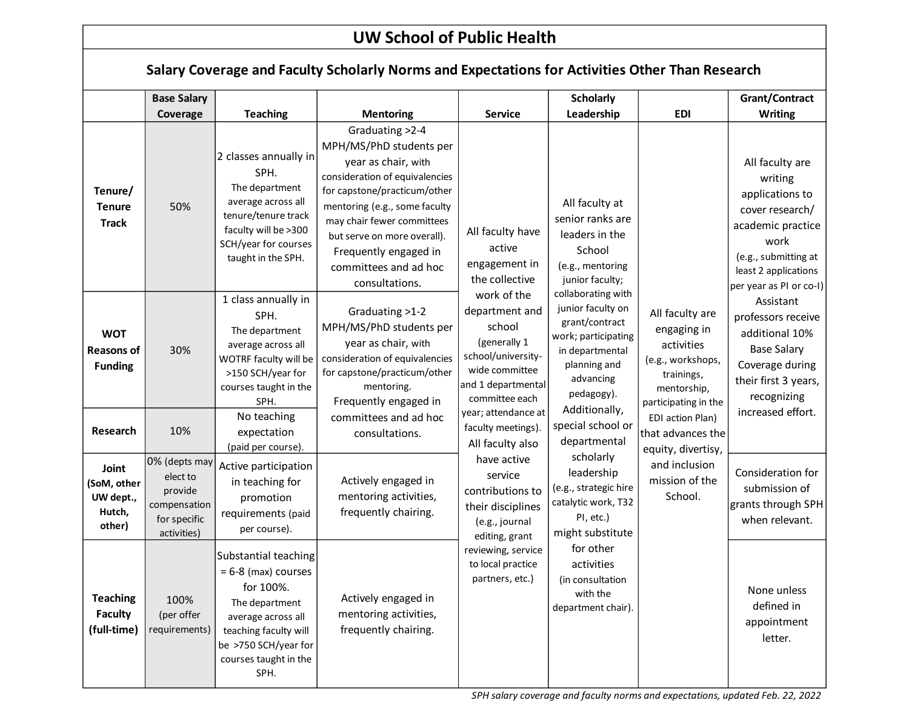# UW School of Public Health

## Salary Coverage and Faculty Scholarly Norms and Expectations for Activities Other Than Research

| | Base Salary Coverage | Teaching | Mentoring | Service | Scholarly Leadership | EDI | Grant/Contract Writing |
|---|---|---|---|---|---|---|---|
| **Tenure/ Tenure Track** | 50% | 2 classes annually in SPH. The department average across all tenure/tenure track faculty will be >300 SCH/year for courses taught in the SPH. | Graduating >2-4 MPH/MS/PhD students per year as chair, with consideration of equivalencies for capstone/practicum/other mentoring (e.g., some faculty may chair fewer committees but serve on more overall). Frequently engaged in committees and ad hoc consultations. | All faculty have active engagement in the collective work of the department and school (generally 1 school/university-wide committee and 1 departmental committee each year; attendance at faculty meetings). All faculty also have active service contributions to their disciplines (e.g., journal editing, grant reviewing, service to local practice partners, etc.) | All faculty at senior ranks are leaders in the School (e.g., mentoring junior faculty; collaborating with junior faculty on grant/contract work; participating in departmental planning and advancing pedagogy). Additionally, special school or departmental scholarly leadership (e.g., strategic hire catalytic work, T32 PI, etc.) might substitute for other activities (in consultation with the department chair). | All faculty are engaging in activities (e.g., workshops, trainings, mentorship, participating in the EDI action Plan) that advances the equity, divertisy, and inclusion mission of the School. | All faculty are writing applications to cover research/ academic practice work (e.g., submitting at least 2 applications per year as PI or co-I) Assistant professors receive additional 10% Base Salary Coverage during their first 3 years, recognizing increased effort. |
| **WOT Reasons of Funding** | 30% | 1 class annually in SPH. The department average across all WOTRF faculty will be >150 SCH/year for courses taught in the SPH. | Graduating >1-2 MPH/MS/PhD students per year as chair, with consideration of equivalencies for capstone/practicum/other mentoring. Frequently engaged in committees and ad hoc consultations. | | | | |
| **Research** | 10% | No teaching expectation (paid per course). | | | | | |
| **Joint (SoM, other UW dept., Hutch, other)** | 0% (depts may elect to provide compensation for specific activities) | Active participation in teaching for promotion requirements (paid per course). | Actively engaged in mentoring activities, frequently chairing. | | | | Consideration for submission of grants through SPH when relevant. |
| **Teaching Faculty (full-time)** | 100% (per offer requirements) | Substantial teaching = 6-8 (max) courses for 100%. The department average across all teaching faculty will be >750 SCH/year for courses taught in the SPH. | Actively engaged in mentoring activities, frequently chairing. | | | | None unless defined in appointment letter. |

*SPH salary coverage and faculty norms and expectations, updated Feb. 22, 2022*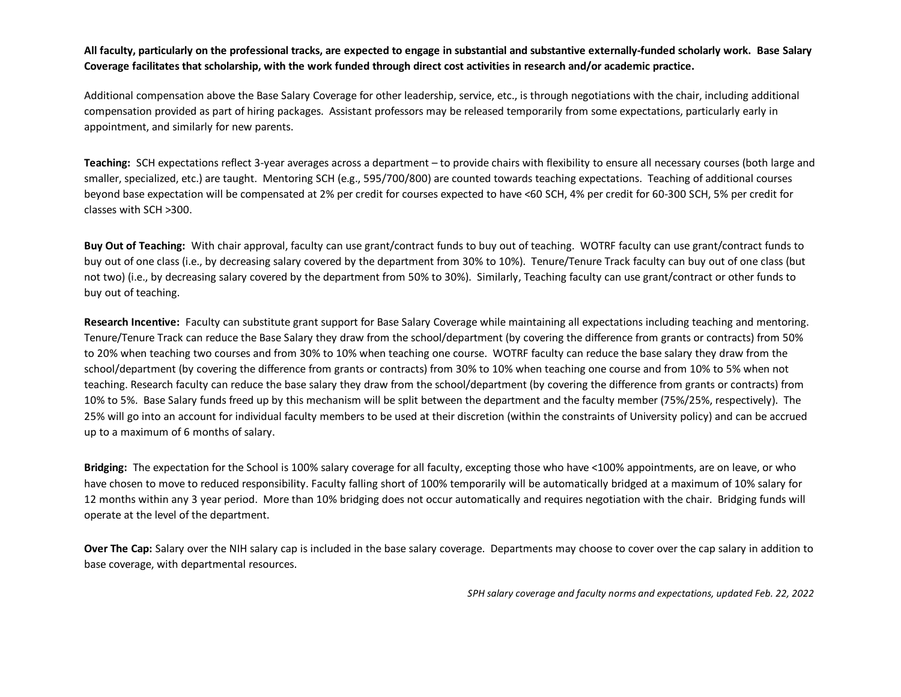**All faculty, particularly on the professional tracks, are expected to engage in substantial and substantive externally-funded scholarly work. Base Salary Coverage facilitates that scholarship, with the work funded through direct cost activities in research and/or academic practice.**

Additional compensation above the Base Salary Coverage for other leadership, service, etc., is through negotiations with the chair, including additional compensation provided as part of hiring packages. Assistant professors may be released temporarily from some expectations, particularly early in appointment, and similarly for new parents.

**Teaching:** SCH expectations reflect 3-year averages across a department – to provide chairs with flexibility to ensure all necessary courses (both large and smaller, specialized, etc.) are taught. Mentoring SCH (e.g., 595/700/800) are counted towards teaching expectations. Teaching of additional courses beyond base expectation will be compensated at 2% per credit for courses expected to have <60 SCH, 4% per credit for 60-300 SCH, 5% per credit for classes with SCH >300.

**Buy Out of Teaching:** With chair approval, faculty can use grant/contract funds to buy out of teaching. WOTRF faculty can use grant/contract funds to buy out of one class (i.e., by decreasing salary covered by the department from 30% to 10%). Tenure/Tenure Track faculty can buy out of one class (but not two) (i.e., by decreasing salary covered by the department from 50% to 30%). Similarly, Teaching faculty can use grant/contract or other funds to buy out of teaching.

**Research Incentive:** Faculty can substitute grant support for Base Salary Coverage while maintaining all expectations including teaching and mentoring. Tenure/Tenure Track can reduce the Base Salary they draw from the school/department (by covering the difference from grants or contracts) from 50% to 20% when teaching two courses and from 30% to 10% when teaching one course. WOTRF faculty can reduce the base salary they draw from the school/department (by covering the difference from grants or contracts) from 30% to 10% when teaching one course and from 10% to 5% when not teaching. Research faculty can reduce the base salary they draw from the school/department (by covering the difference from grants or contracts) from 10% to 5%. Base Salary funds freed up by this mechanism will be split between the department and the faculty member (75%/25%, respectively). The 25% will go into an account for individual faculty members to be used at their discretion (within the constraints of University policy) and can be accrued up to a maximum of 6 months of salary.

**Bridging:** The expectation for the School is 100% salary coverage for all faculty, excepting those who have <100% appointments, are on leave, or who have chosen to move to reduced responsibility. Faculty falling short of 100% temporarily will be automatically bridged at a maximum of 10% salary for 12 months within any 3 year period. More than 10% bridging does not occur automatically and requires negotiation with the chair. Bridging funds will operate at the level of the department.

**Over The Cap:** Salary over the NIH salary cap is included in the base salary coverage. Departments may choose to cover over the cap salary in addition to base coverage, with departmental resources.

*SPH salary coverage and faculty norms and expectations, updated Feb. 22, 2022*